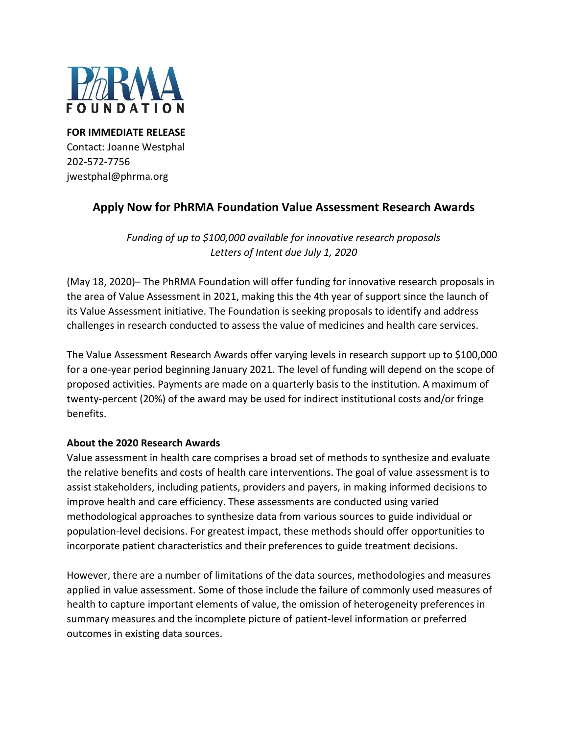**PhRMA FOUNDATION**

**FOR IMMEDIATE RELEASE**
Contact: Joanne Westphal
202-572-7756
jwestphal@phrma.org

## Apply Now for PhRMA Foundation Value Assessment Research Awards

*Funding of up to $100,000 available for innovative research proposals*
*Letters of Intent due July 1, 2020*

(May 18, 2020)– The PhRMA Foundation will offer funding for innovative research proposals in the area of Value Assessment in 2021, making this the 4th year of support since the launch of its Value Assessment initiative. The Foundation is seeking proposals to identify and address challenges in research conducted to assess the value of medicines and health care services.

The Value Assessment Research Awards offer varying levels in research support up to $100,000 for a one-year period beginning January 2021. The level of funding will depend on the scope of proposed activities. Payments are made on a quarterly basis to the institution. A maximum of twenty-percent (20%) of the award may be used for indirect institutional costs and/or fringe benefits.

**About the 2020 Research Awards**

Value assessment in health care comprises a broad set of methods to synthesize and evaluate the relative benefits and costs of health care interventions. The goal of value assessment is to assist stakeholders, including patients, providers and payers, in making informed decisions to improve health and care efficiency. These assessments are conducted using varied methodological approaches to synthesize data from various sources to guide individual or population-level decisions. For greatest impact, these methods should offer opportunities to incorporate patient characteristics and their preferences to guide treatment decisions.

However, there are a number of limitations of the data sources, methodologies and measures applied in value assessment. Some of those include the failure of commonly used measures of health to capture important elements of value, the omission of heterogeneity preferences in summary measures and the incomplete picture of patient-level information or preferred outcomes in existing data sources.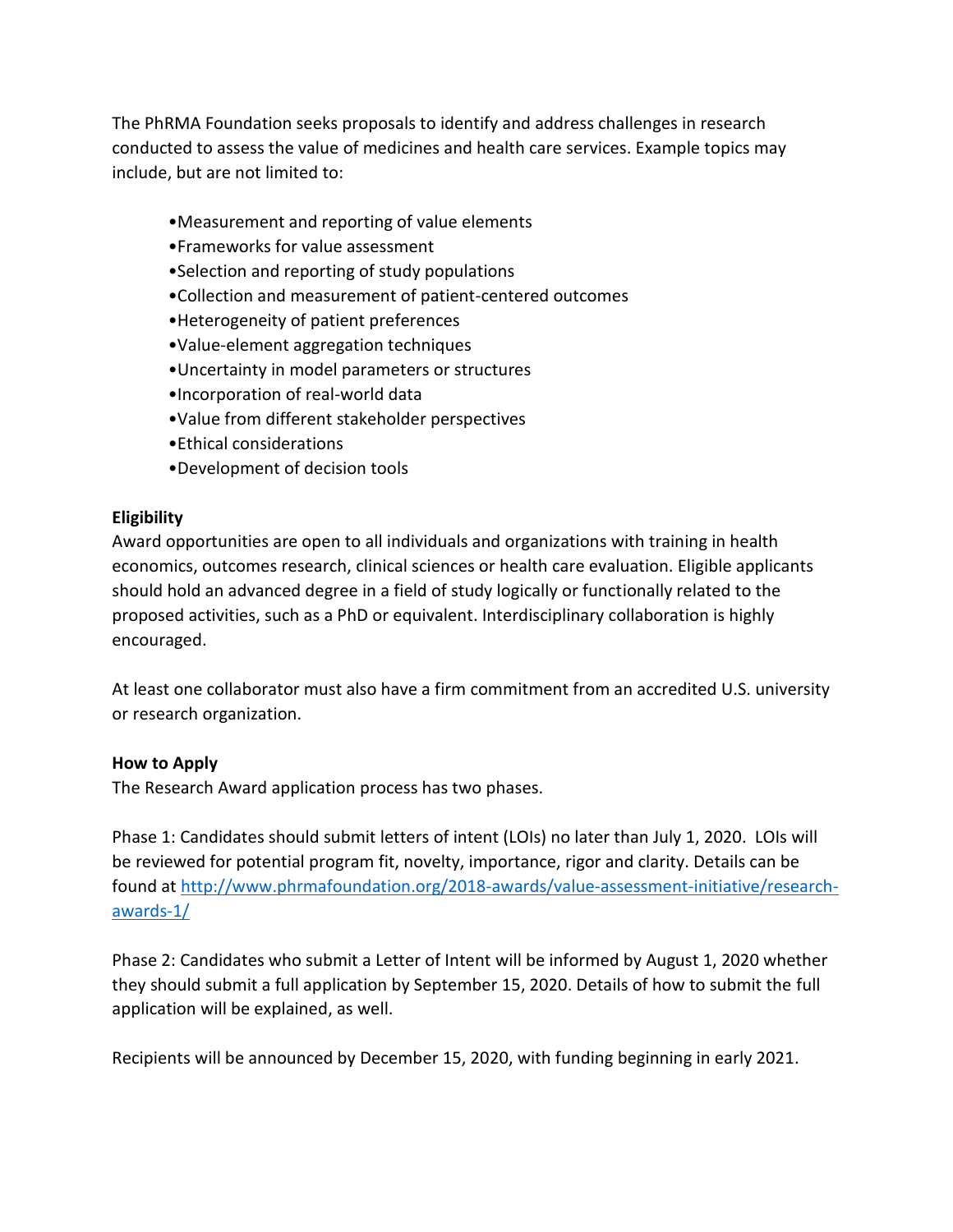The PhRMA Foundation seeks proposals to identify and address challenges in research conducted to assess the value of medicines and health care services. Example topics may include, but are not limited to:

- Measurement and reporting of value elements
- Frameworks for value assessment
- Selection and reporting of study populations
- Collection and measurement of patient-centered outcomes
- Heterogeneity of patient preferences
- Value-element aggregation techniques
- Uncertainty in model parameters or structures
- Incorporation of real-world data
- Value from different stakeholder perspectives
- Ethical considerations
- Development of decision tools

**Eligibility**

Award opportunities are open to all individuals and organizations with training in health economics, outcomes research, clinical sciences or health care evaluation. Eligible applicants should hold an advanced degree in a field of study logically or functionally related to the proposed activities, such as a PhD or equivalent. Interdisciplinary collaboration is highly encouraged.

At least one collaborator must also have a firm commitment from an accredited U.S. university or research organization.

**How to Apply**

The Research Award application process has two phases.

Phase 1: Candidates should submit letters of intent (LOIs) no later than July 1, 2020. LOIs will be reviewed for potential program fit, novelty, importance, rigor and clarity. Details can be found at [http://www.phrmafoundation.org/2018-awards/value-assessment-initiative/research-awards-1/](http://www.phrmafoundation.org/2018-awards/value-assessment-initiative/research-awards-1/)

Phase 2: Candidates who submit a Letter of Intent will be informed by August 1, 2020 whether they should submit a full application by September 15, 2020. Details of how to submit the full application will be explained, as well.

Recipients will be announced by December 15, 2020, with funding beginning in early 2021.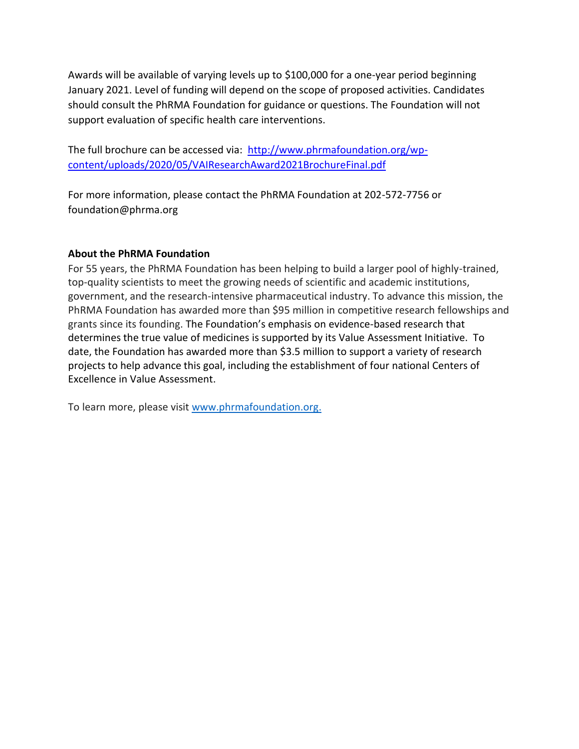Awards will be available of varying levels up to $100,000 for a one-year period beginning January 2021. Level of funding will depend on the scope of proposed activities. Candidates should consult the PhRMA Foundation for guidance or questions. The Foundation will not support evaluation of specific health care interventions.

The full brochure can be accessed via: [http://www.phrmafoundation.org/wp-content/uploads/2020/05/VAIResearchAward2021BrochureFinal.pdf](http://www.phrmafoundation.org/wp-content/uploads/2020/05/VAIResearchAward2021BrochureFinal.pdf)

For more information, please contact the PhRMA Foundation at 202-572-7756 or foundation@phrma.org

**About the PhRMA Foundation**

For 55 years, the PhRMA Foundation has been helping to build a larger pool of highly-trained, top-quality scientists to meet the growing needs of scientific and academic institutions, government, and the research-intensive pharmaceutical industry. To advance this mission, the PhRMA Foundation has awarded more than $95 million in competitive research fellowships and grants since its founding. The Foundation's emphasis on evidence-based research that determines the true value of medicines is supported by its Value Assessment Initiative. To date, the Foundation has awarded more than $3.5 million to support a variety of research projects to help advance this goal, including the establishment of four national Centers of Excellence in Value Assessment.

To learn more, please visit [www.phrmafoundation.org.](http://www.phrmafoundation.org)